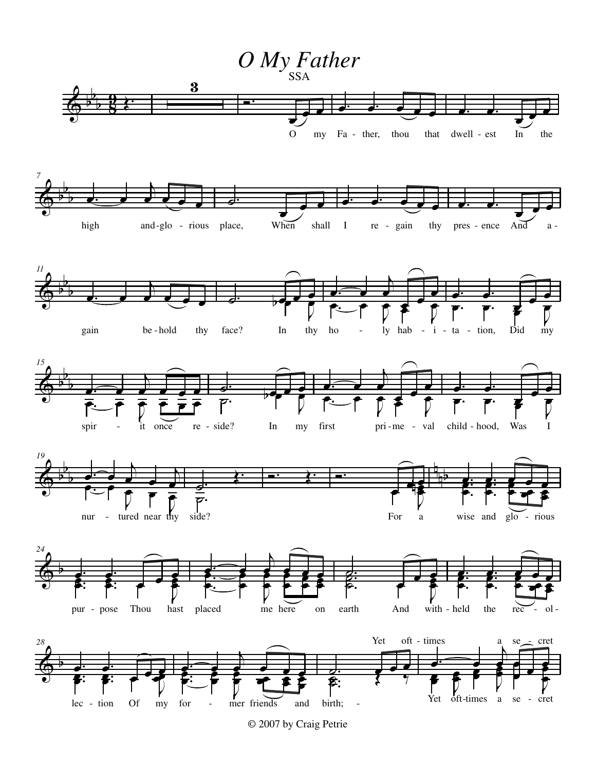# *O My Father*

SSA

O my Father, thou that dwellest In the high and glorious place, When shall I regain thy presence And again behold thy face? In thy holy habitation, Did my spirit once reside? In my first primeval childhood, Was I nurtured near thy side?

For a wise and glorious purpose Thou hast placed me here on earth And withheld the recollection Of my former friends and birth; Yet oft-times a secret

© 2007 by Craig Petrie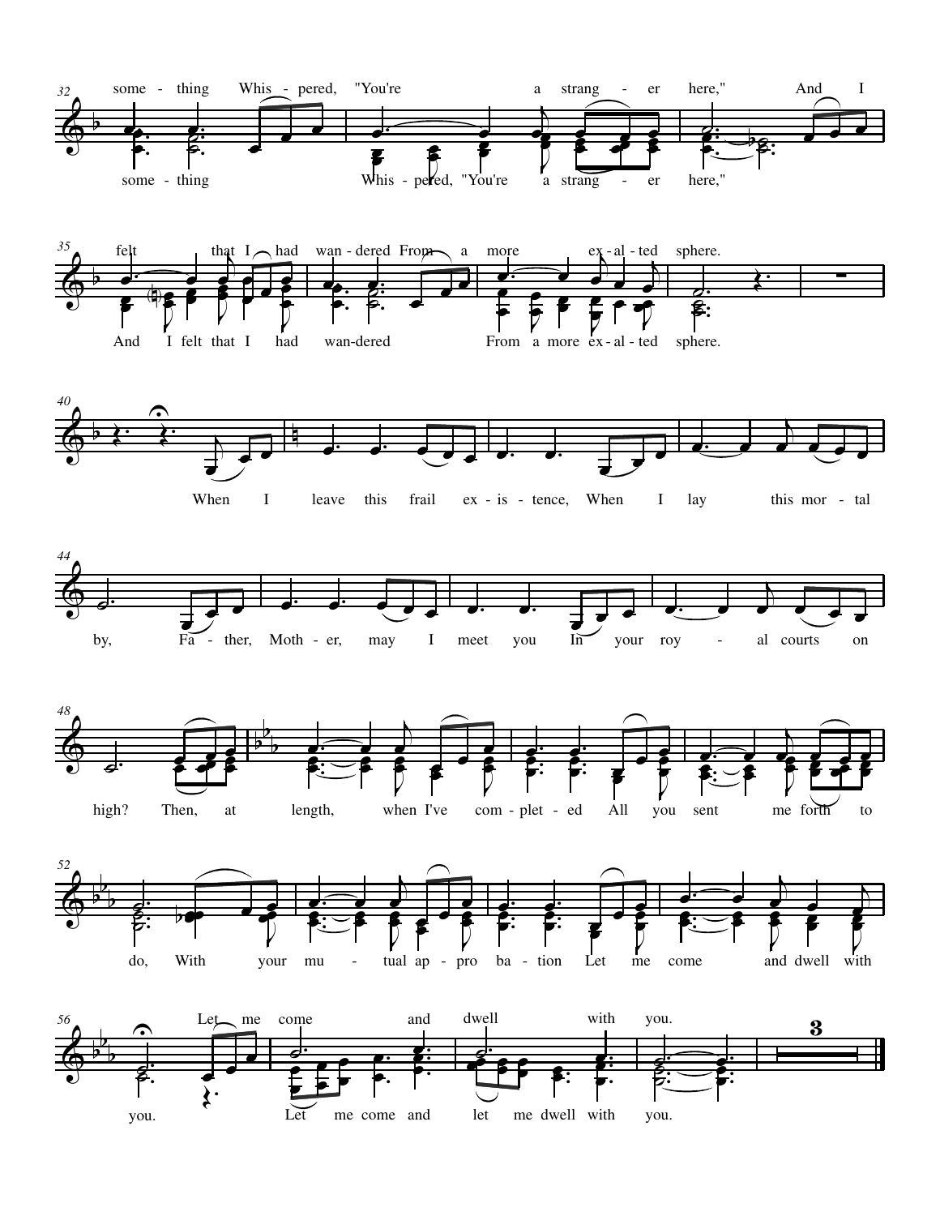32

some - thing Whis - pered, "You're a strang - er here," And I

some - thing Whis - pered, "You're a strang - er here,"

35

felt that I had wan - dered From a more ex - al - ted sphere.

And I felt that I had wan-dered From a more ex - al - ted sphere.

40

When I leave this frail ex - is - tence, When I lay this mor - tal

44

by, Fa - ther, Moth - er, may I meet you In your roy - al courts on

48

high? Then, at length, when I've com - plet - ed All you sent me forth to

52

do, With your mu - tual ap - pro ba - tion Let me come and dwell with

56

Let me come and dwell with you.

you. Let me come and let me dwell with you.

3